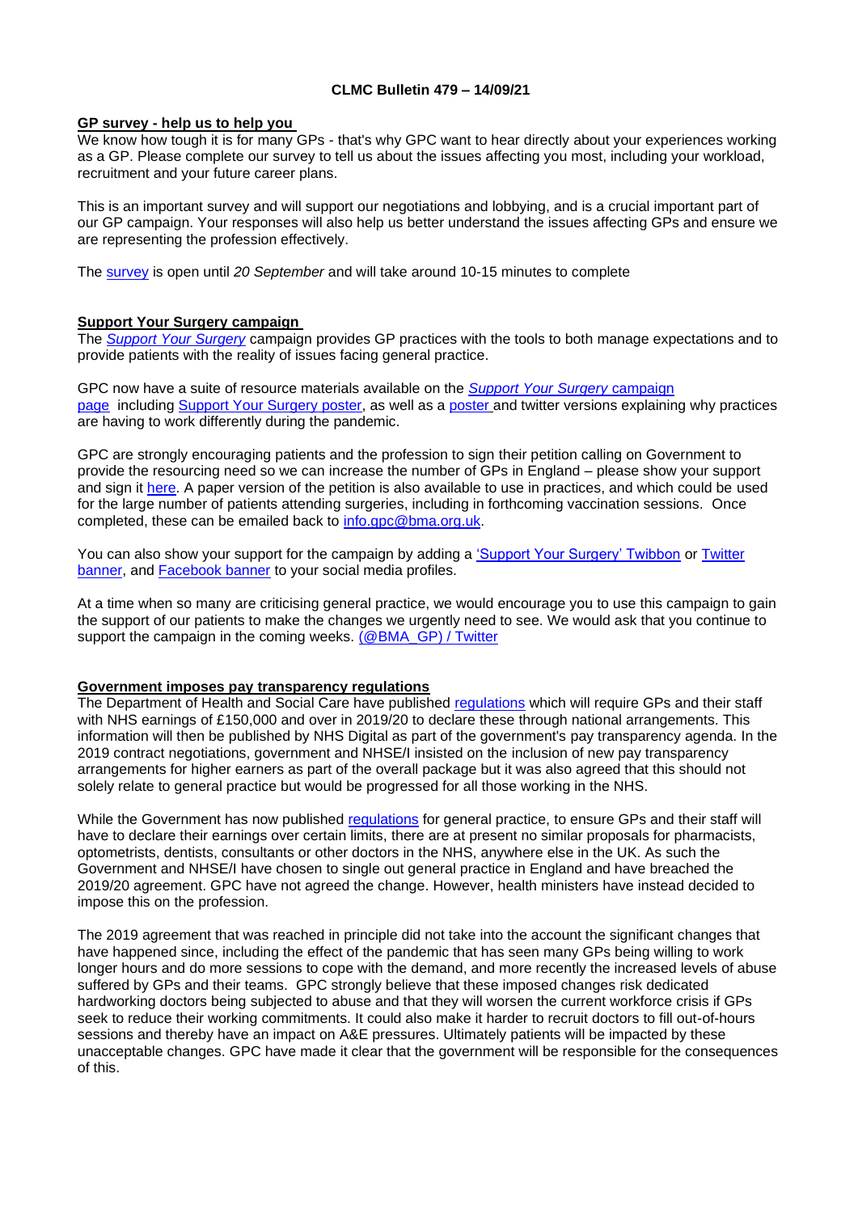**CLMC Bulletin 479 – 14/09/21**

**GP survey - help us to help you**

We know how tough it is for many GPs - that's why GPC want to hear directly about your experiences working as a GP. Please complete our survey to tell us about the issues affecting you most, including your workload, recruitment and your future career plans.

This is an important survey and will support our negotiations and lobbying, and is a crucial important part of our GP campaign. Your responses will also help us better understand the issues affecting GPs and ensure we are representing the profession effectively.

The survey is open until *20 September* and will take around 10-15 minutes to complete

**Support Your Surgery campaign**

The *Support Your Surgery* campaign provides GP practices with the tools to both manage expectations and to provide patients with the reality of issues facing general practice.

GPC now have a suite of resource materials available on the *Support Your Surgery* campaign page including Support Your Surgery poster, as well as a poster and twitter versions explaining why practices are having to work differently during the pandemic.

GPC are strongly encouraging patients and the profession to sign their petition calling on Government to provide the resourcing need so we can increase the number of GPs in England – please show your support and sign it here. A paper version of the petition is also available to use in practices, and which could be used for the large number of patients attending surgeries, including in forthcoming vaccination sessions. Once completed, these can be emailed back to info.gpc@bma.org.uk.

You can also show your support for the campaign by adding a 'Support Your Surgery' Twibbon or Twitter banner, and Facebook banner to your social media profiles.

At a time when so many are criticising general practice, we would encourage you to use this campaign to gain the support of our patients to make the changes we urgently need to see. We would ask that you continue to support the campaign in the coming weeks. (@BMA_GP) / Twitter

**Government imposes pay transparency regulations**

The Department of Health and Social Care have published regulations which will require GPs and their staff with NHS earnings of £150,000 and over in 2019/20 to declare these through national arrangements. This information will then be published by NHS Digital as part of the government's pay transparency agenda. In the 2019 contract negotiations, government and NHSE/I insisted on the inclusion of new pay transparency arrangements for higher earners as part of the overall package but it was also agreed that this should not solely relate to general practice but would be progressed for all those working in the NHS.

While the Government has now published regulations for general practice, to ensure GPs and their staff will have to declare their earnings over certain limits, there are at present no similar proposals for pharmacists, optometrists, dentists, consultants or other doctors in the NHS, anywhere else in the UK. As such the Government and NHSE/I have chosen to single out general practice in England and have breached the 2019/20 agreement. GPC have not agreed the change. However, health ministers have instead decided to impose this on the profession.

The 2019 agreement that was reached in principle did not take into the account the significant changes that have happened since, including the effect of the pandemic that has seen many GPs being willing to work longer hours and do more sessions to cope with the demand, and more recently the increased levels of abuse suffered by GPs and their teams. GPC strongly believe that these imposed changes risk dedicated hardworking doctors being subjected to abuse and that they will worsen the current workforce crisis if GPs seek to reduce their working commitments. It could also make it harder to recruit doctors to fill out-of-hours sessions and thereby have an impact on A&E pressures. Ultimately patients will be impacted by these unacceptable changes. GPC have made it clear that the government will be responsible for the consequences of this.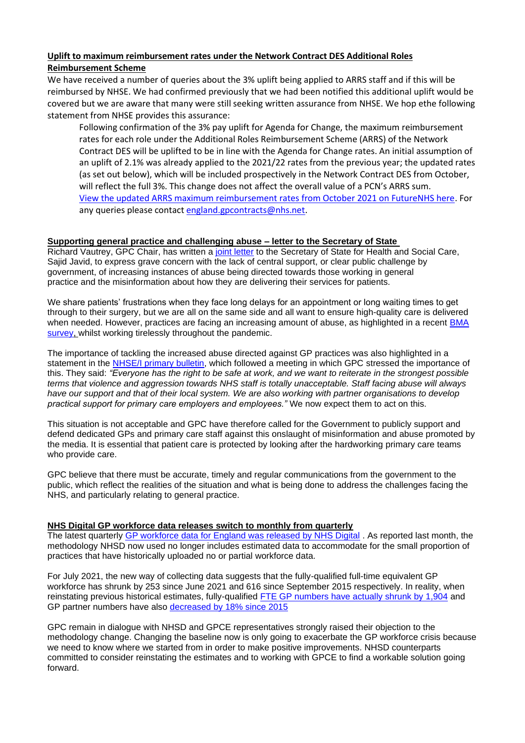## Uplift to maximum reimbursement rates under the Network Contract DES Additional Roles Reimbursement Scheme

We have received a number of queries about the 3% uplift being applied to ARRS staff and if this will be reimbursed by NHSE. We had confirmed previously that we had been notified this additional uplift would be covered but we are aware that many were still seeking written assurance from NHSE. We hop ethe following statement from NHSE provides this assurance:

> Following confirmation of the 3% pay uplift for Agenda for Change, the maximum reimbursement rates for each role under the Additional Roles Reimbursement Scheme (ARRS) of the Network Contract DES will be uplifted to be in line with the Agenda for Change rates. An initial assumption of an uplift of 2.1% was already applied to the 2021/22 rates from the previous year; the updated rates (as set out below), which will be included prospectively in the Network Contract DES from October, will reflect the full 3%. This change does not affect the overall value of a PCN's ARRS sum.
> [View the updated ARRS maximum reimbursement rates from October 2021 on FutureNHS here](). For any queries please contact [england.gpcontracts@nhs.net]().

## Supporting general practice and challenging abuse – letter to the Secretary of State

Richard Vautrey, GPC Chair, has written a [joint letter]() to the Secretary of State for Health and Social Care, Sajid Javid, to express grave concern with the lack of central support, or clear public challenge by government, of increasing instances of abuse being directed towards those working in general practice and the misinformation about how they are delivering their services for patients.

We share patients' frustrations when they face long delays for an appointment or long waiting times to get through to their surgery, but we are all on the same side and all want to ensure high-quality care is delivered when needed. However, practices are facing an increasing amount of abuse, as highlighted in a recent [BMA survey](), whilst working tirelessly throughout the pandemic.

The importance of tackling the increased abuse directed against GP practices was also highlighted in a statement in the [NHSE/I primary bulletin](), which followed a meeting in which GPC stressed the importance of this. They said: *"Everyone has the right to be safe at work, and we want to reiterate in the strongest possible terms that violence and aggression towards NHS staff is totally unacceptable. Staff facing abuse will always have our support and that of their local system. We are also working with partner organisations to develop practical support for primary care employers and employees."* We now expect them to act on this.

This situation is not acceptable and GPC have therefore called for the Government to publicly support and defend dedicated GPs and primary care staff against this onslaught of misinformation and abuse promoted by the media. It is essential that patient care is protected by looking after the hardworking primary care teams who provide care.

GPC believe that there must be accurate, timely and regular communications from the government to the public, which reflect the realities of the situation and what is being done to address the challenges facing the NHS, and particularly relating to general practice.

## NHS Digital GP workforce data releases switch to monthly from quarterly

The latest quarterly [GP workforce data for England was released by NHS Digital]() . As reported last month, the methodology NHSD now used no longer includes estimated data to accommodate for the small proportion of practices that have historically uploaded no or partial workforce data.

For July 2021, the new way of collecting data suggests that the fully-qualified full-time equivalent GP workforce has shrunk by 253 since June 2021 and 616 since September 2015 respectively. In reality, when reinstating previous historical estimates, fully-qualified [FTE GP numbers have actually shrunk by 1,904]() and GP partner numbers have also [decreased by 18% since 2015]()

GPC remain in dialogue with NHSD and GPCE representatives strongly raised their objection to the methodology change. Changing the baseline now is only going to exacerbate the GP workforce crisis because we need to know where we started from in order to make positive improvements. NHSD counterparts committed to consider reinstating the estimates and to working with GPCE to find a workable solution going forward.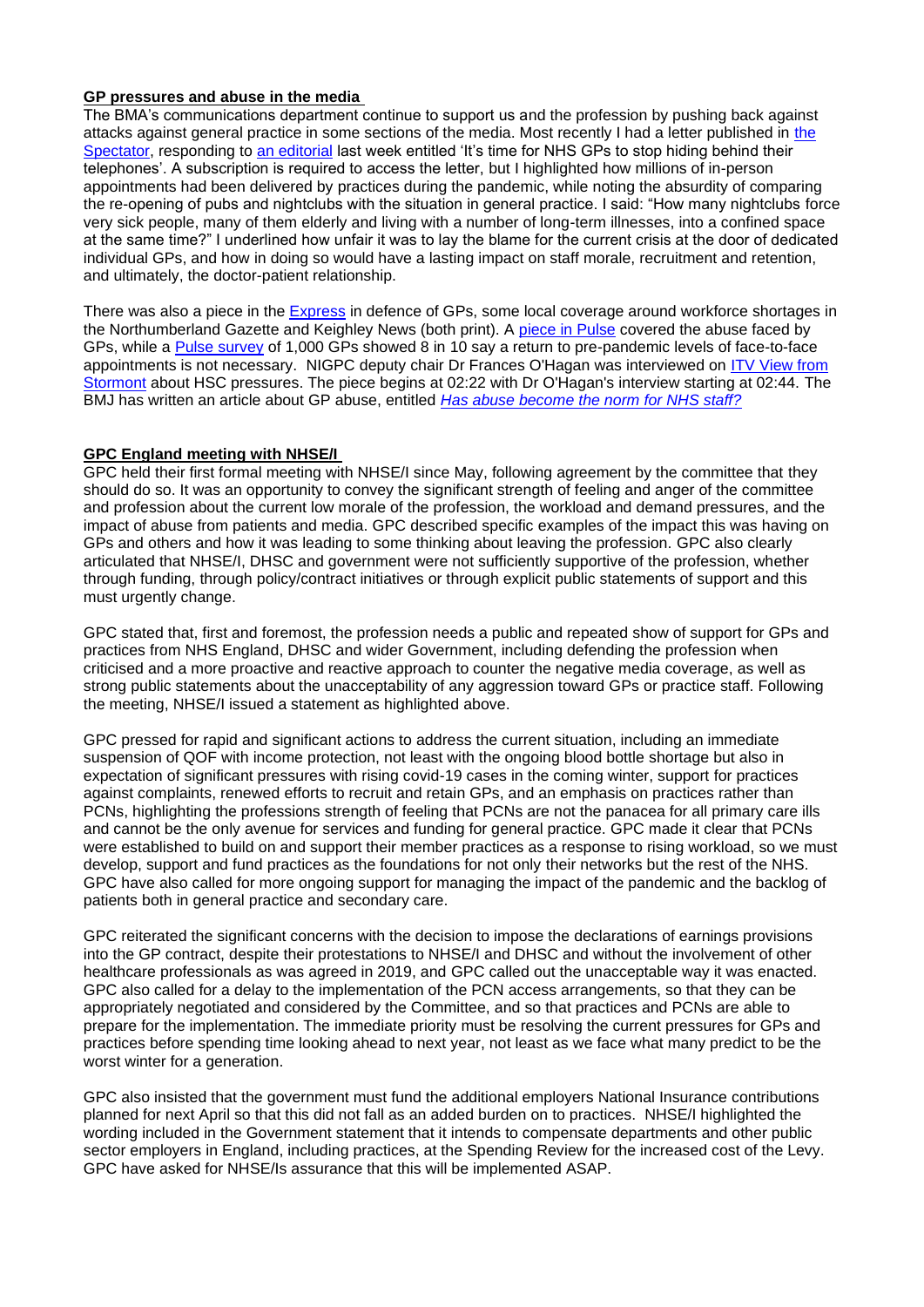## GP pressures and abuse in the media

The BMA's communications department continue to support us and the profession by pushing back against attacks against general practice in some sections of the media. Most recently I had a letter published in the Spectator, responding to an editorial last week entitled 'It's time for NHS GPs to stop hiding behind their telephones'. A subscription is required to access the letter, but I highlighted how millions of in-person appointments had been delivered by practices during the pandemic, while noting the absurdity of comparing the re-opening of pubs and nightclubs with the situation in general practice. I said: "How many nightclubs force very sick people, many of them elderly and living with a number of long-term illnesses, into a confined space at the same time?" I underlined how unfair it was to lay the blame for the current crisis at the door of dedicated individual GPs, and how in doing so would have a lasting impact on staff morale, recruitment and retention, and ultimately, the doctor-patient relationship.

There was also a piece in the Express in defence of GPs, some local coverage around workforce shortages in the Northumberland Gazette and Keighley News (both print). A piece in Pulse covered the abuse faced by GPs, while a Pulse survey of 1,000 GPs showed 8 in 10 say a return to pre-pandemic levels of face-to-face appointments is not necessary. NIGPC deputy chair Dr Frances O'Hagan was interviewed on ITV View from Stormont about HSC pressures. The piece begins at 02:22 with Dr O'Hagan's interview starting at 02:44. The BMJ has written an article about GP abuse, entitled *Has abuse become the norm for NHS staff?*

## GPC England meeting with NHSE/I

GPC held their first formal meeting with NHSE/I since May, following agreement by the committee that they should do so. It was an opportunity to convey the significant strength of feeling and anger of the committee and profession about the current low morale of the profession, the workload and demand pressures, and the impact of abuse from patients and media. GPC described specific examples of the impact this was having on GPs and others and how it was leading to some thinking about leaving the profession. GPC also clearly articulated that NHSE/I, DHSC and government were not sufficiently supportive of the profession, whether through funding, through policy/contract initiatives or through explicit public statements of support and this must urgently change.

GPC stated that, first and foremost, the profession needs a public and repeated show of support for GPs and practices from NHS England, DHSC and wider Government, including defending the profession when criticised and a more proactive and reactive approach to counter the negative media coverage, as well as strong public statements about the unacceptability of any aggression toward GPs or practice staff. Following the meeting, NHSE/I issued a statement as highlighted above.

GPC pressed for rapid and significant actions to address the current situation, including an immediate suspension of QOF with income protection, not least with the ongoing blood bottle shortage but also in expectation of significant pressures with rising covid-19 cases in the coming winter, support for practices against complaints, renewed efforts to recruit and retain GPs, and an emphasis on practices rather than PCNs, highlighting the professions strength of feeling that PCNs are not the panacea for all primary care ills and cannot be the only avenue for services and funding for general practice. GPCa made it clear that PCNs were established to build on and support their member practices as a response to rising workload, so we must develop, support and fund practices as the foundations for not only their networks but the rest of the NHS. GPC have also called for more ongoing support for managing the impact of the pandemic and the backlog of patients both in general practice and secondary care.

GPC reiterated the significant concerns with the decision to impose the declarations of earnings provisions into the GP contract, despite their protestations to NHSE/I and DHSC and without the involvement of other healthcare professionals as was agreed in 2019, and GPC called out the unacceptable way it was enacted. GPC also called for a delay to the implementation of the PCN access arrangements, so that they can be appropriately negotiated and considered by the Committee, and so that practices and PCNs are able to prepare for the implementation. The immediate priority must be resolving the current pressures for GPs and practices before spending time looking ahead to next year, not least as we face what many predict to be the worst winter for a generation.

GPC also insisted that the government must fund the additional employers National Insurance contributions planned for next April so that this did not fall as an added burden on to practices. NHSE/I highlighted the wording included in the Government statement that it intends to compensate departments and other public sector employers in England, including practices, at the Spending Review for the increased cost of the Levy. GPC have asked for NHSE/Is assurance that this will be implemented ASAP.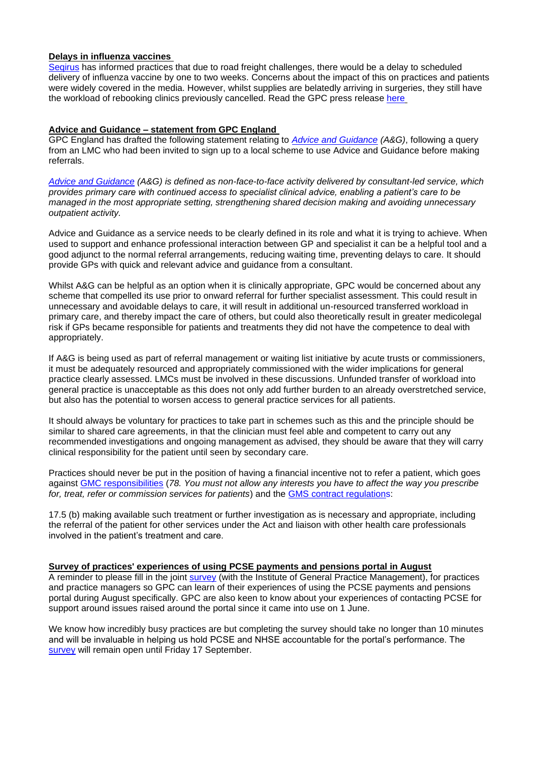### Delays in influenza vaccines

Seqirus has informed practices that due to road freight challenges, there would be a delay to scheduled delivery of influenza vaccine by one to two weeks. Concerns about the impact of this on practices and patients were widely covered in the media. However, whilst supplies are belatedly arriving in surgeries, they still have the workload of rebooking clinics previously cancelled. Read the GPC press release here

### Advice and Guidance – statement from GPC England

GPC England has drafted the following statement relating to *Advice and Guidance (A&G)*, following a query from an LMC who had been invited to sign up to a local scheme to use Advice and Guidance before making referrals.

*Advice and Guidance (A&G) is defined as non-face-to-face activity delivered by consultant-led service, which provides primary care with continued access to specialist clinical advice, enabling a patient's care to be managed in the most appropriate setting, strengthening shared decision making and avoiding unnecessary outpatient activity.*

Advice and Guidance as a service needs to be clearly defined in its role and what it is trying to achieve. When used to support and enhance professional interaction between GP and specialist it can be a helpful tool and a good adjunct to the normal referral arrangements, reducing waiting time, preventing delays to care. It should provide GPs with quick and relevant advice and guidance from a consultant.

Whilst A&G can be helpful as an option when it is clinically appropriate, GPC would be concerned about any scheme that compelled its use prior to onward referral for further specialist assessment. This could result in unnecessary and avoidable delays to care, it will result in additional un-resourced transferred workload in primary care, and thereby impact the care of others, but could also theoretically result in greater medicolegal risk if GPs became responsible for patients and treatments they did not have the competence to deal with appropriately.

If A&G is being used as part of referral management or waiting list initiative by acute trusts or commissioners, it must be adequately resourced and appropriately commissioned with the wider implications for general practice clearly assessed. LMCs must be involved in these discussions. Unfunded transfer of workload into general practice is unacceptable as this does not only add further burden to an already overstretched service, but also has the potential to worsen access to general practice services for all patients.

It should always be voluntary for practices to take part in schemes such as this and the principle should be similar to shared care agreements, in that the clinician must feel able and competent to carry out any recommended investigations and ongoing management as advised, they should be aware that they will carry clinical responsibility for the patient until seen by secondary care.

Practices should never be put in the position of having a financial incentive not to refer a patient, which goes against GMC responsibilities (*78. You must not allow any interests you have to affect the way you prescribe for, treat, refer or commission services for patients*) and the GMS contract regulations:

17.5 (b) making available such treatment or further investigation as is necessary and appropriate, including the referral of the patient for other services under the Act and liaison with other health care professionals involved in the patient's treatment and care.

### Survey of practices' experiences of using PCSE payments and pensions portal in August

A reminder to please fill in the joint survey (with the Institute of General Practice Management), for practices and practice managers so GPC can learn of their experiences of using the PCSE payments and pensions portal during August specifically. GPC are also keen to know about your experiences of contacting PCSE for support around issues raised around the portal since it came into use on 1 June.

We know how incredibly busy practices are but completing the survey should take no longer than 10 minutes and will be invaluable in helping us hold PCSE and NHSE accountable for the portal's performance. The survey will remain open until Friday 17 September.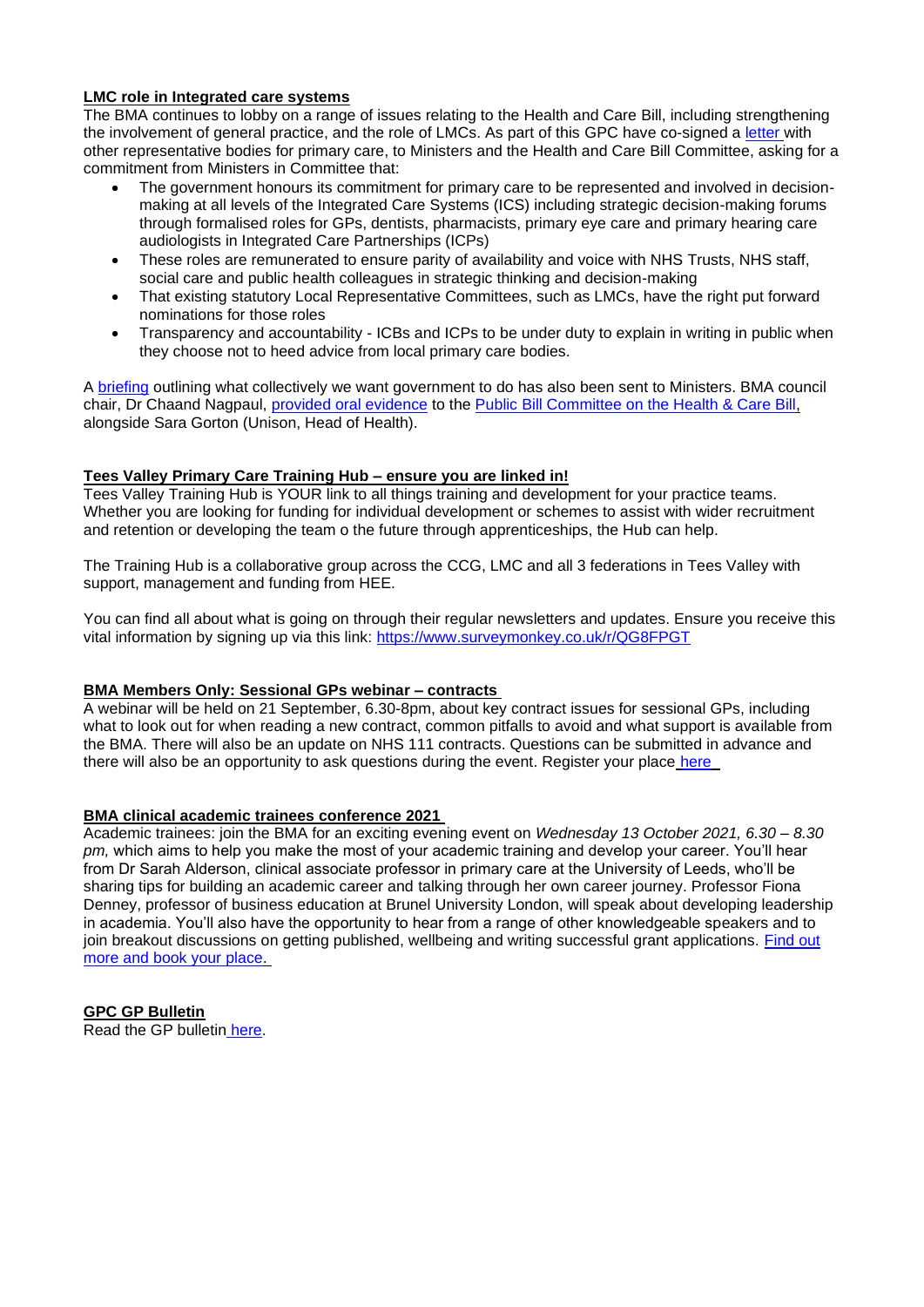## LMC role in Integrated care systems

The BMA continues to lobby on a range of issues relating to the Health and Care Bill, including strengthening the involvement of general practice, and the role of LMCs. As part of this GPC have co-signed a letter with other representative bodies for primary care, to Ministers and the Health and Care Bill Committee, asking for a commitment from Ministers in Committee that:

- The government honours its commitment for primary care to be represented and involved in decision-making at all levels of the Integrated Care Systems (ICS) including strategic decision-making forums through formalised roles for GPs, dentists, pharmacists, primary eye care and primary hearing care audiologists in Integrated Care Partnerships (ICPs)
- These roles are remunerated to ensure parity of availability and voice with NHS Trusts, NHS staff, social care and public health colleagues in strategic thinking and decision-making
- That existing statutory Local Representative Committees, such as LMCs, have the right put forward nominations for those roles
- Transparency and accountability - ICBs and ICPs to be under duty to explain in writing in public when they choose not to heed advice from local primary care bodies.

A briefing outlining what collectively we want government to do has also been sent to Ministers. BMA council chair, Dr Chaand Nagpaul, provided oral evidence to the Public Bill Committee on the Health & Care Bill, alongside Sara Gorton (Unison, Head of Health).

## Tees Valley Primary Care Training Hub – ensure you are linked in!

Tees Valley Training Hub is YOUR link to all things training and development for your practice teams. Whether you are looking for funding for individual development or schemes to assist with wider recruitment and retention or developing the team o the future through apprenticeships, the Hub can help.

The Training Hub is a collaborative group across the CCG, LMC and all 3 federations in Tees Valley with support, management and funding from HEE.

You can find all about what is going on through their regular newsletters and updates. Ensure you receive this vital information by signing up via this link: https://www.surveymonkey.co.uk/r/QG8FPGT

## BMA Members Only: Sessional GPs webinar – contracts

A webinar will be held on 21 September, 6.30-8pm, about key contract issues for sessional GPs, including what to look out for when reading a new contract, common pitfalls to avoid and what support is available from the BMA. There will also be an update on NHS 111 contracts. Questions can be submitted in advance and there will also be an opportunity to ask questions during the event. Register your place here

## BMA clinical academic trainees conference 2021

Academic trainees: join the BMA for an exciting evening event on *Wednesday 13 October 2021, 6.30 – 8.30 pm,* which aims to help you make the most of your academic training and develop your career. You'll hear from Dr Sarah Alderson, clinical associate professor in primary care at the University of Leeds, who'll be sharing tips for building an academic career and talking through her own career journey. Professor Fiona Denney, professor of business education at Brunel University London, will speak about developing leadership in academia. You'll also have the opportunity to hear from a range of other knowledgeable speakers and to join breakout discussions on getting published, wellbeing and writing successful grant applications. Find out more and book your place.

## GPC GP Bulletin

Read the GP bulletin here.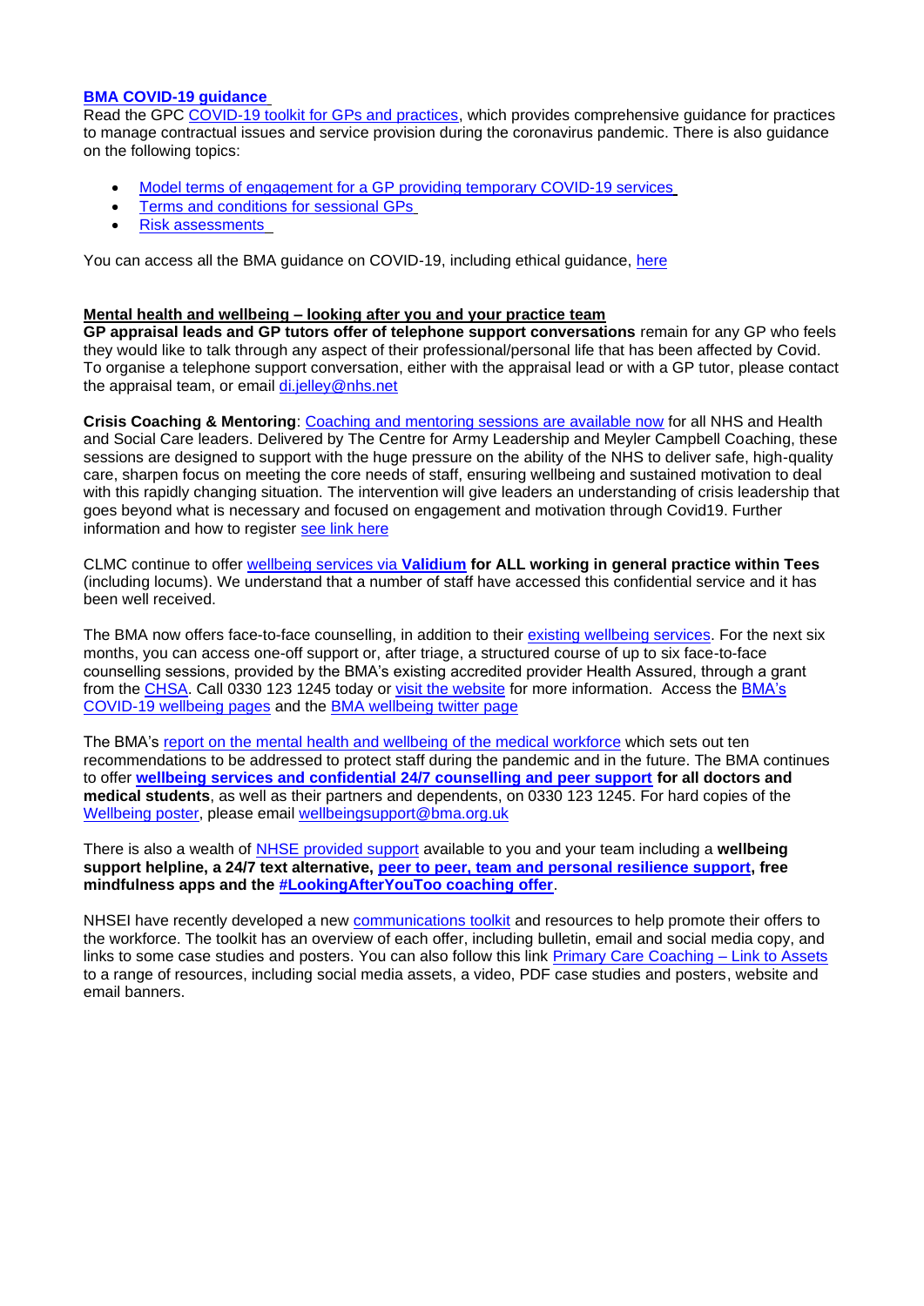**BMA COVID-19 guidance**

Read the GPC COVID-19 toolkit for GPs and practices, which provides comprehensive guidance for practices to manage contractual issues and service provision during the coronavirus pandemic. There is also guidance on the following topics:

- Model terms of engagement for a GP providing temporary COVID-19 services
- Terms and conditions for sessional GPs
- Risk assessments

You can access all the BMA guidance on COVID-19, including ethical guidance, here

**Mental health and wellbeing – looking after you and your practice team**

**GP appraisal leads and GP tutors offer of telephone support conversations** remain for any GP who feels they would like to talk through any aspect of their professional/personal life that has been affected by Covid. To organise a telephone support conversation, either with the appraisal lead or with a GP tutor, please contact the appraisal team, or email di.jelley@nhs.net

**Crisis Coaching & Mentoring**: Coaching and mentoring sessions are available now for all NHS and Health and Social Care leaders. Delivered by The Centre for Army Leadership and Meyler Campbell Coaching, these sessions are designed to support with the huge pressure on the ability of the NHS to deliver safe, high-quality care, sharpen focus on meeting the core needs of staff, ensuring wellbeing and sustained motivation to deal with this rapidly changing situation. The intervention will give leaders an understanding of crisis leadership that goes beyond what is necessary and focused on engagement and motivation through Covid19. Further information and how to register see link here

CLMC continue to offer wellbeing services via **Validium** **for ALL working in general practice within Tees** (including locums). We understand that a number of staff have accessed this confidential service and it has been well received.

The BMA now offers face-to-face counselling, in addition to their existing wellbeing services. For the next six months, you can access one-off support or, after triage, a structured course of up to six face-to-face counselling sessions, provided by the BMA's existing accredited provider Health Assured, through a grant from the CHSA. Call 0330 123 1245 today or visit the website for more information. Access the BMA's COVID-19 wellbeing pages and the BMA wellbeing twitter page

The BMA's report on the mental health and wellbeing of the medical workforce which sets out ten recommendations to be addressed to protect staff during the pandemic and in the future. The BMA continues to offer **wellbeing services and confidential 24/7 counselling and peer support for all doctors and medical students**, as well as their partners and dependents, on 0330 123 1245. For hard copies of the Wellbeing poster, please email wellbeingsupport@bma.org.uk

There is also a wealth of NHSE provided support available to you and your team including a **wellbeing support helpline, a 24/7 text alternative, peer to peer, team and personal resilience support, free mindfulness apps and the #LookingAfterYouToo coaching offer**.

NHSEI have recently developed a new communications toolkit and resources to help promote their offers to the workforce. The toolkit has an overview of each offer, including bulletin, email and social media copy, and links to some case studies and posters. You can also follow this link Primary Care Coaching – Link to Assets to a range of resources, including social media assets, a video, PDF case studies and posters, website and email banners.